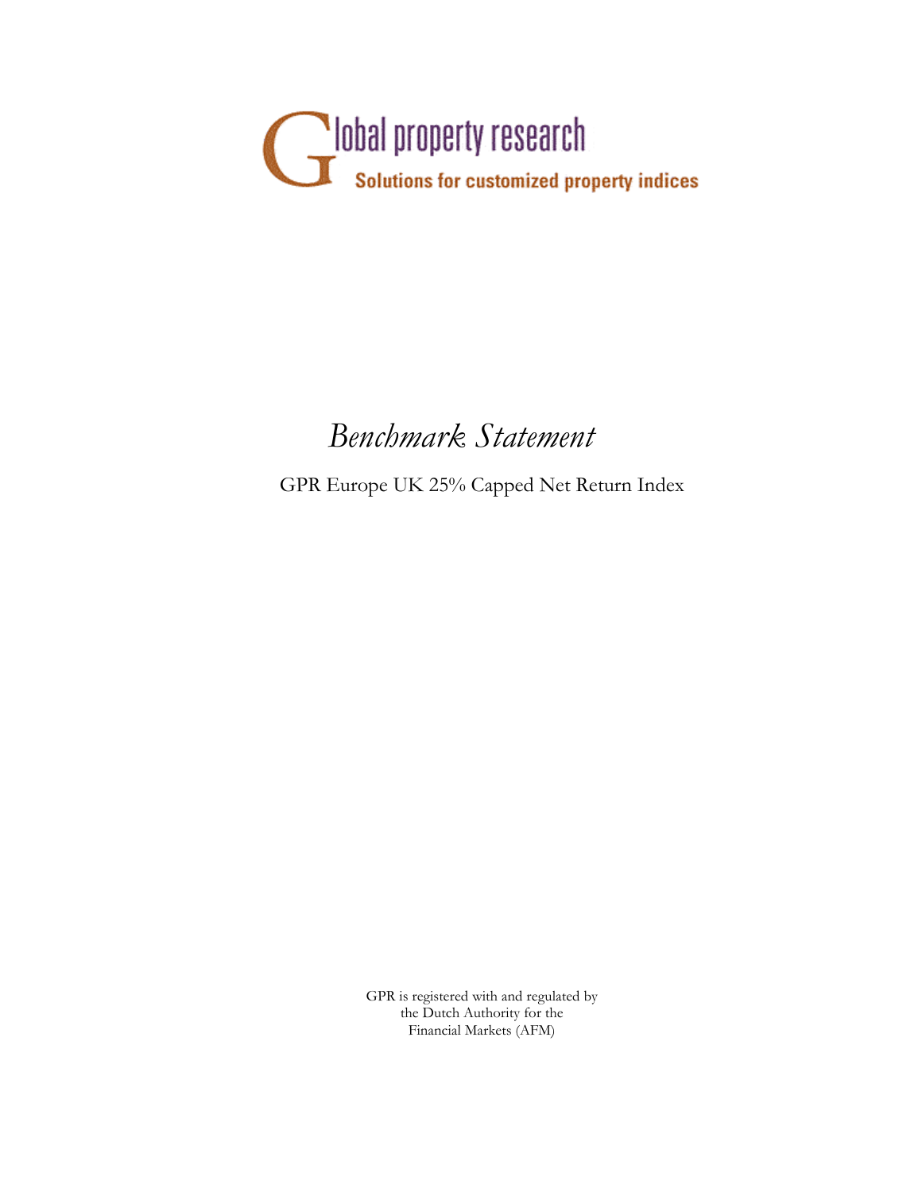Global property research

Solutions for customized property indices

# *Benchmark Statement*

GPR Europe UK 25% Capped Net Return Index

GPR is registered with and regulated by the Dutch Authority for the Financial Markets (AFM)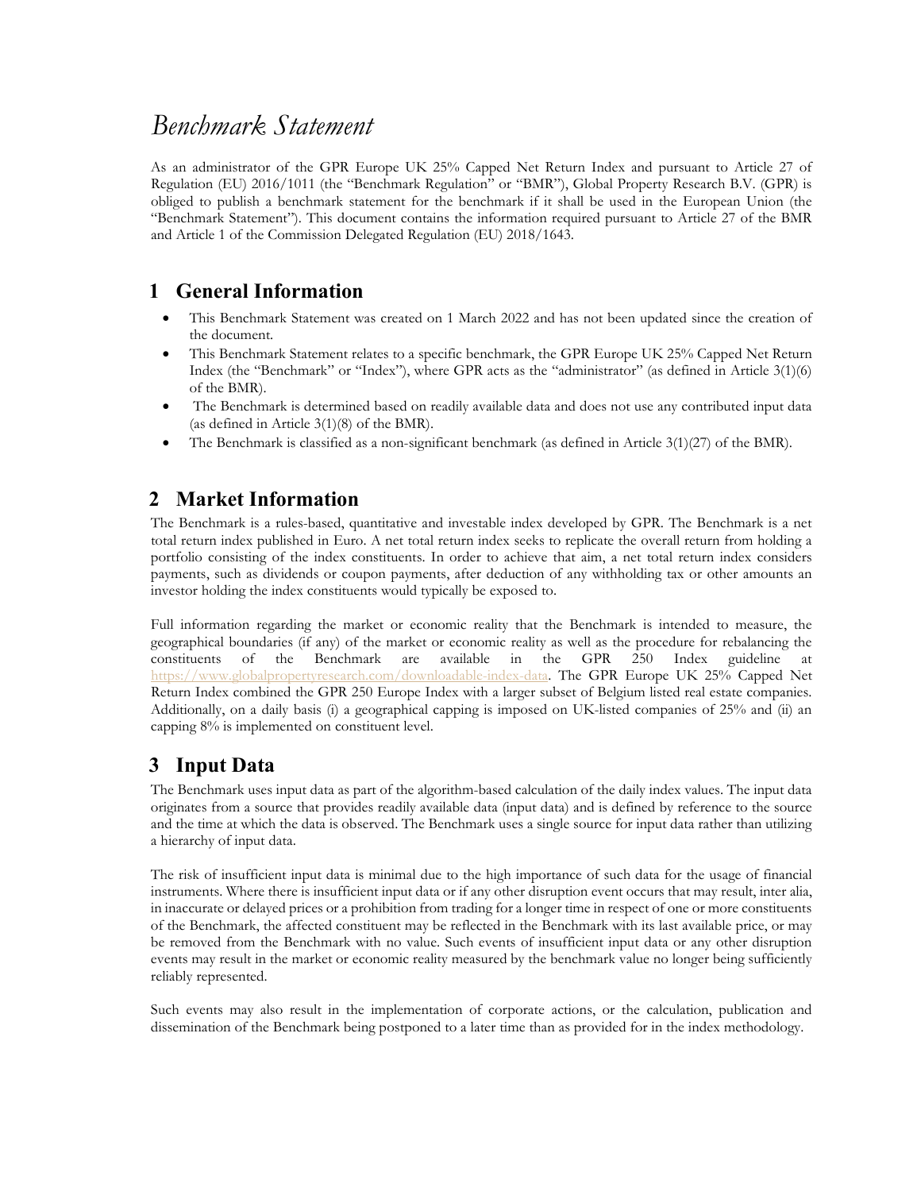# *Benchmark Statement*

As an administrator of the GPR Europe UK 25% Capped Net Return Index and pursuant to Article 27 of Regulation (EU) 2016/1011 (the "Benchmark Regulation" or "BMR"), Global Property Research B.V. (GPR) is obliged to publish a benchmark statement for the benchmark if it shall be used in the European Union (the "Benchmark Statement"). This document contains the information required pursuant to Article 27 of the BMR and Article 1 of the Commission Delegated Regulation (EU) 2018/1643.

## 1 General Information

- This Benchmark Statement was created on 1 March 2022 and has not been updated since the creation of the document.
- This Benchmark Statement relates to a specific benchmark, the GPR Europe UK 25% Capped Net Return Index (the "Benchmark" or "Index"), where GPR acts as the "administrator" (as defined in Article 3(1)(6) of the BMR).
- The Benchmark is determined based on readily available data and does not use any contributed input data (as defined in Article 3(1)(8) of the BMR).
- The Benchmark is classified as a non-significant benchmark (as defined in Article 3(1)(27) of the BMR).

## 2 Market Information

The Benchmark is a rules-based, quantitative and investable index developed by GPR. The Benchmark is a net total return index published in Euro. A net total return index seeks to replicate the overall return from holding a portfolio consisting of the index constituents. In order to achieve that aim, a net total return index considers payments, such as dividends or coupon payments, after deduction of any withholding tax or other amounts an investor holding the index constituents would typically be exposed to.

Full information regarding the market or economic reality that the Benchmark is intended to measure, the geographical boundaries (if any) of the market or economic reality as well as the procedure for rebalancing the constituents of the Benchmark are available in the GPR 250 Index guideline at https://www.globalpropertyresearch.com/downloadable-index-data. The GPR Europe UK 25% Capped Net Return Index combined the GPR 250 Europe Index with a larger subset of Belgium listed real estate companies. Additionally, on a daily basis (i) a geographical capping is imposed on UK-listed companies of 25% and (ii) an capping 8% is implemented on constituent level.

## 3 Input Data

The Benchmark uses input data as part of the algorithm-based calculation of the daily index values. The input data originates from a source that provides readily available data (input data) and is defined by reference to the source and the time at which the data is observed. The Benchmark uses a single source for input data rather than utilizing a hierarchy of input data.

The risk of insufficient input data is minimal due to the high importance of such data for the usage of financial instruments. Where there is insufficient input data or if any other disruption event occurs that may result, inter alia, in inaccurate or delayed prices or a prohibition from trading for a longer time in respect of one or more constituents of the Benchmark, the affected constituent may be reflected in the Benchmark with its last available price, or may be removed from the Benchmark with no value. Such events of insufficient input data or any other disruption events may result in the market or economic reality measured by the benchmark value no longer being sufficiently reliably represented.

Such events may also result in the implementation of corporate actions, or the calculation, publication and dissemination of the Benchmark being postponed to a later time than as provided for in the index methodology.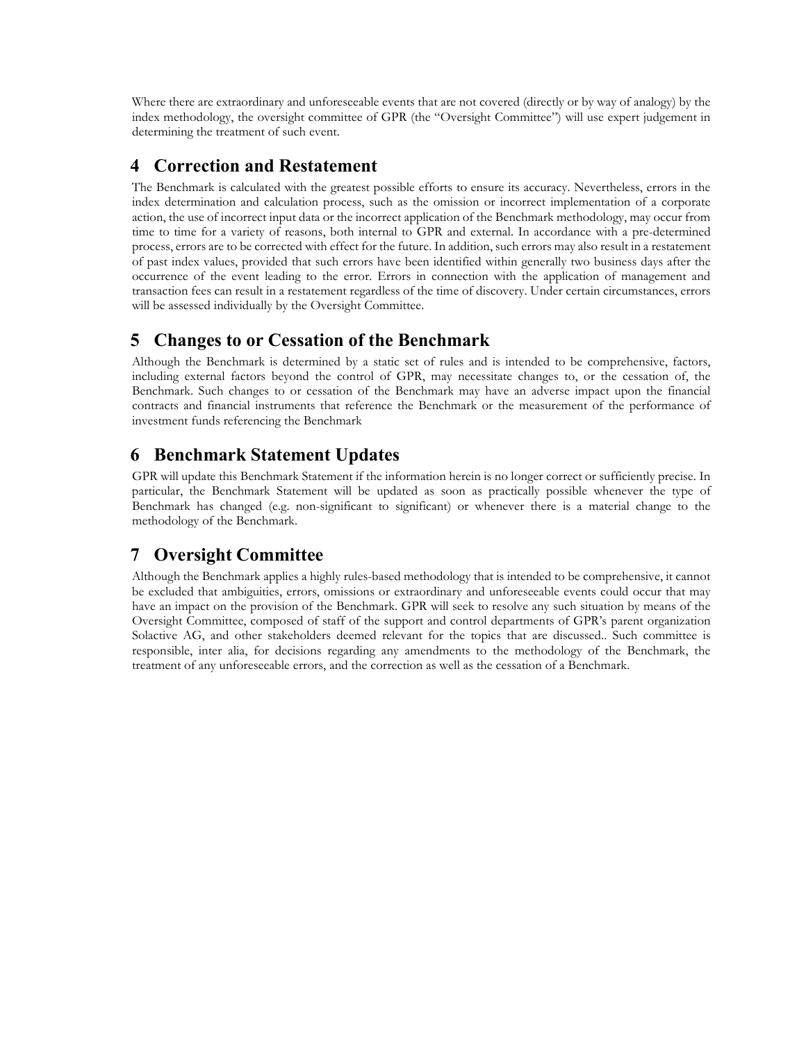Where there are extraordinary and unforeseeable events that are not covered (directly or by way of analogy) by the index methodology, the oversight committee of GPR (the "Oversight Committee") will use expert judgement in determining the treatment of such event.

## 4 Correction and Restatement

The Benchmark is calculated with the greatest possible efforts to ensure its accuracy. Nevertheless, errors in the index determination and calculation process, such as the omission or incorrect implementation of a corporate action, the use of incorrect input data or the incorrect application of the Benchmark methodology, may occur from time to time for a variety of reasons, both internal to GPR and external. In accordance with a pre-determined process, errors are to be corrected with effect for the future. In addition, such errors may also result in a restatement of past index values, provided that such errors have been identified within generally two business days after the occurrence of the event leading to the error. Errors in connection with the application of management and transaction fees can result in a restatement regardless of the time of discovery. Under certain circumstances, errors will be assessed individually by the Oversight Committee.

## 5 Changes to or Cessation of the Benchmark

Although the Benchmark is determined by a static set of rules and is intended to be comprehensive, factors, including external factors beyond the control of GPR, may necessitate changes to, or the cessation of, the Benchmark. Such changes to or cessation of the Benchmark may have an adverse impact upon the financial contracts and financial instruments that reference the Benchmark or the measurement of the performance of investment funds referencing the Benchmark

## 6 Benchmark Statement Updates

GPR will update this Benchmark Statement if the information herein is no longer correct or sufficiently precise. In particular, the Benchmark Statement will be updated as soon as practically possible whenever the type of Benchmark has changed (e.g. non-significant to significant) or whenever there is a material change to the methodology of the Benchmark.

## 7 Oversight Committee

Although the Benchmark applies a highly rules-based methodology that is intended to be comprehensive, it cannot be excluded that ambiguities, errors, omissions or extraordinary and unforeseeable events could occur that may have an impact on the provision of the Benchmark. GPR will seek to resolve any such situation by means of the Oversight Committee, composed of staff of the support and control departments of GPR's parent organization Solactive AG, and other stakeholders deemed relevant for the topics that are discussed.. Such committee is responsible, inter alia, for decisions regarding any amendments to the methodology of the Benchmark, the treatment of any unforeseeable errors, and the correction as well as the cessation of a Benchmark.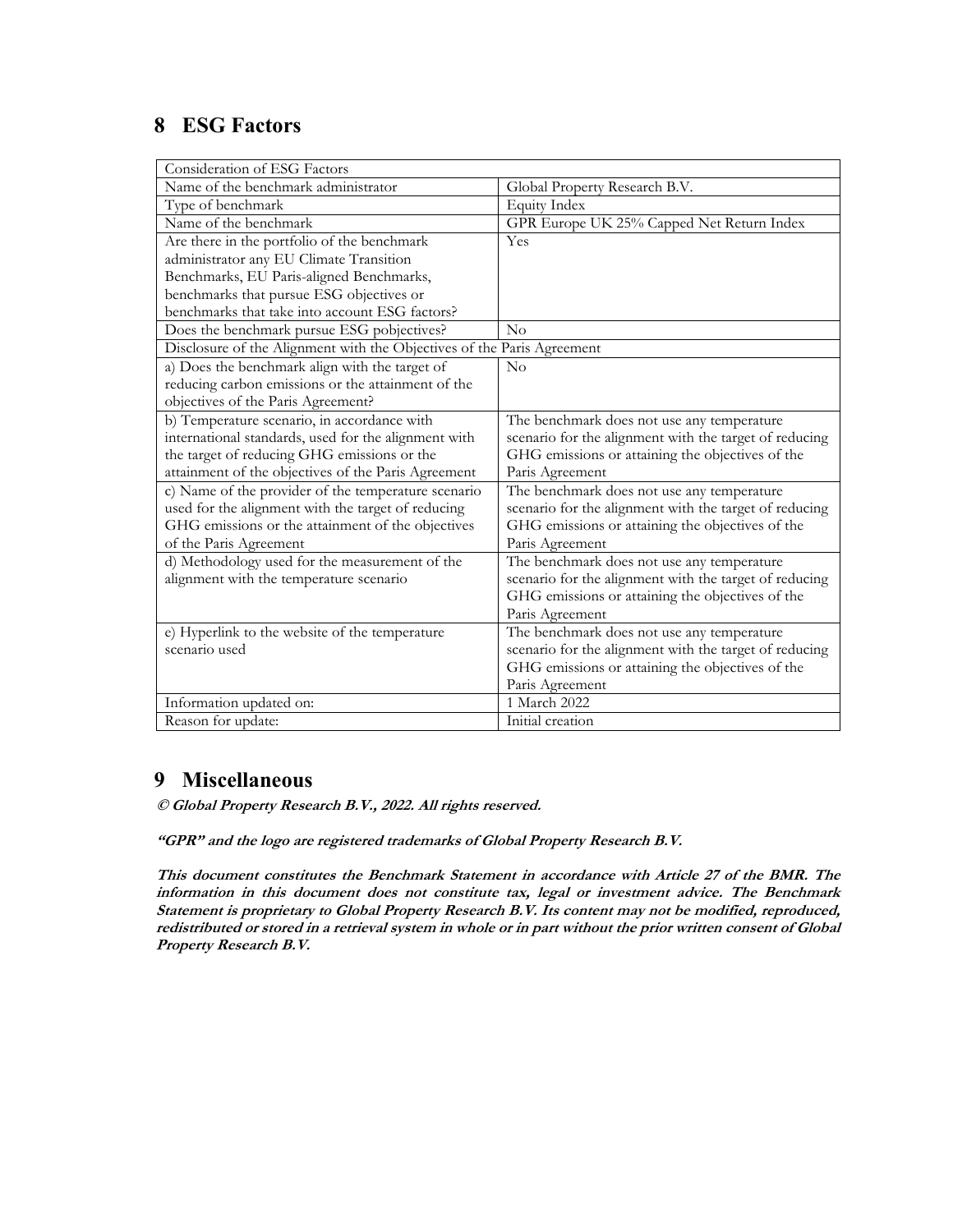## 8 ESG Factors

| | |
|---|---|
| Consideration of ESG Factors | |
| Name of the benchmark administrator | Global Property Research B.V. |
| Type of benchmark | Equity Index |
| Name of the benchmark | GPR Europe UK 25% Capped Net Return Index |
| Are there in the portfolio of the benchmark administrator any EU Climate Transition Benchmarks, EU Paris-aligned Benchmarks, benchmarks that pursue ESG objectives or benchmarks that take into account ESG factors? | Yes |
| Does the benchmark pursue ESG pobjectives? | No |
| Disclosure of the Alignment with the Objectives of the Paris Agreement | |
| a) Does the benchmark align with the target of reducing carbon emissions or the attainment of the objectives of the Paris Agreement? | No |
| b) Temperature scenario, in accordance with international standards, used for the alignment with the target of reducing GHG emissions or the attainment of the objectives of the Paris Agreement | The benchmark does not use any temperature scenario for the alignment with the target of reducing GHG emissions or attaining the objectives of the Paris Agreement |
| c) Name of the provider of the temperature scenario used for the alignment with the target of reducing GHG emissions or the attainment of the objectives of the Paris Agreement | The benchmark does not use any temperature scenario for the alignment with the target of reducing GHG emissions or attaining the objectives of the Paris Agreement |
| d) Methodology used for the measurement of the alignment with the temperature scenario | The benchmark does not use any temperature scenario for the alignment with the target of reducing GHG emissions or attaining the objectives of the Paris Agreement |
| e) Hyperlink to the website of the temperature scenario used | The benchmark does not use any temperature scenario for the alignment with the target of reducing GHG emissions or attaining the objectives of the Paris Agreement |
| Information updated on: | 1 March 2022 |
| Reason for update: | Initial creation |

## 9 Miscellaneous

***© Global Property Research B.V., 2022. All rights reserved.***

***"GPR" and the logo are registered trademarks of Global Property Research B.V.***

***This document constitutes the Benchmark Statement in accordance with Article 27 of the BMR. The information in this document does not constitute tax, legal or investment advice. The Benchmark Statement is proprietary to Global Property Research B.V. Its content may not be modified, reproduced, redistributed or stored in a retrieval system in whole or in part without the prior written consent of Global Property Research B.V.***